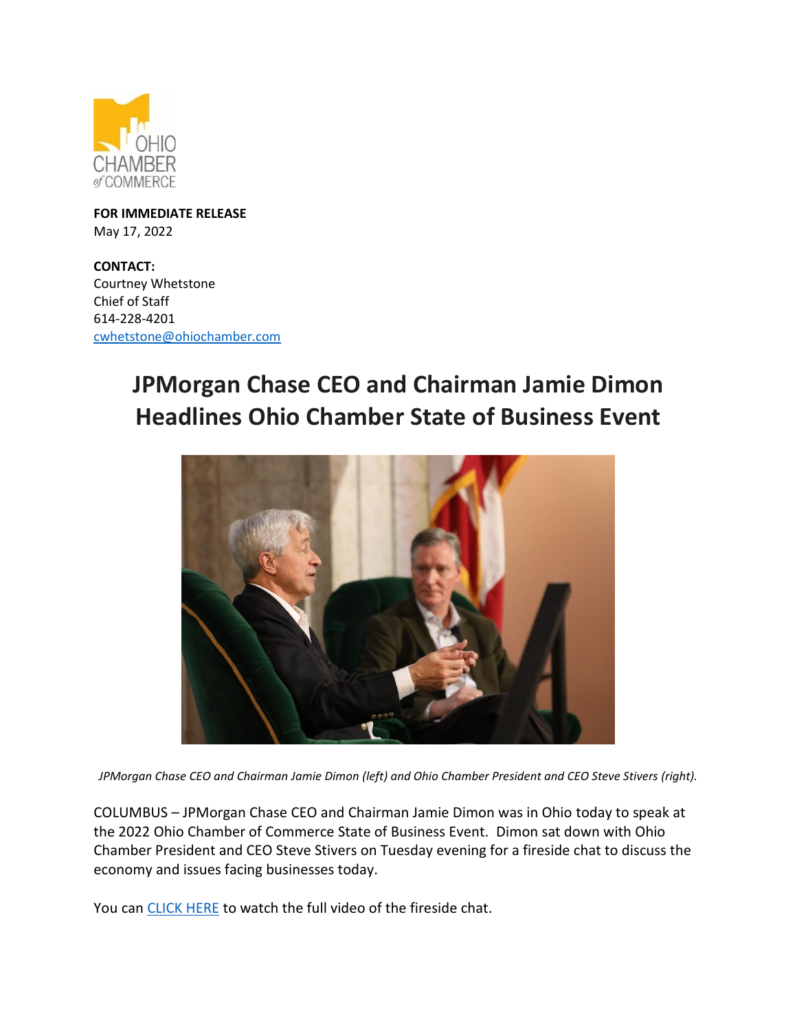OHIO CHAMBER of COMMERCE

**FOR IMMEDIATE RELEASE**
May 17, 2022

**CONTACT:**
Courtney Whetstone
Chief of Staff
614-228-4201
cwhetstone@ohiochamber.com

# JPMorgan Chase CEO and Chairman Jamie Dimon Headlines Ohio Chamber State of Business Event

*JPMorgan Chase CEO and Chairman Jamie Dimon (left) and Ohio Chamber President and CEO Steve Stivers (right).*

COLUMBUS – JPMorgan Chase CEO and Chairman Jamie Dimon was in Ohio today to speak at the 2022 Ohio Chamber of Commerce State of Business Event. Dimon sat down with Ohio Chamber President and CEO Steve Stivers on Tuesday evening for a fireside chat to discuss the economy and issues facing businesses today.

You can CLICK HERE to watch the full video of the fireside chat.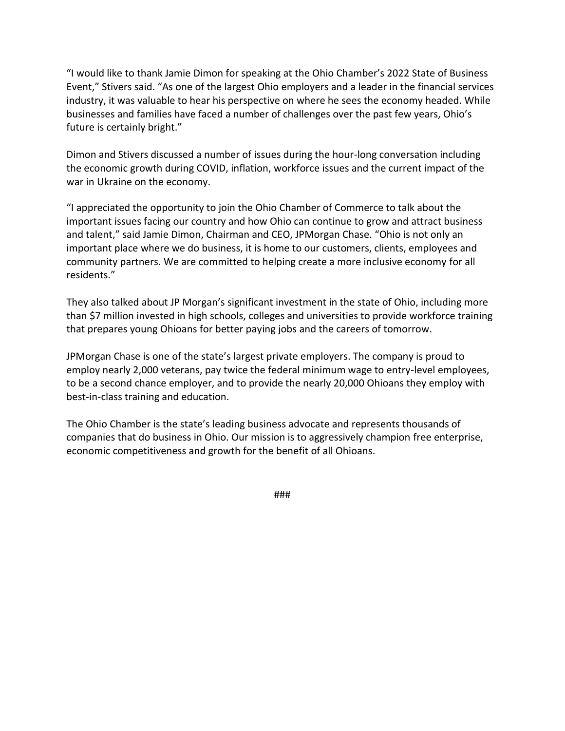"I would like to thank Jamie Dimon for speaking at the Ohio Chamber's 2022 State of Business Event," Stivers said. "As one of the largest Ohio employers and a leader in the financial services industry, it was valuable to hear his perspective on where he sees the economy headed. While businesses and families have faced a number of challenges over the past few years, Ohio's future is certainly bright."

Dimon and Stivers discussed a number of issues during the hour-long conversation including the economic growth during COVID, inflation, workforce issues and the current impact of the war in Ukraine on the economy.

"I appreciated the opportunity to join the Ohio Chamber of Commerce to talk about the important issues facing our country and how Ohio can continue to grow and attract business and talent," said Jamie Dimon, Chairman and CEO, JPMorgan Chase. "Ohio is not only an important place where we do business, it is home to our customers, clients, employees and community partners. We are committed to helping create a more inclusive economy for all residents."

They also talked about JP Morgan's significant investment in the state of Ohio, including more than $7 million invested in high schools, colleges and universities to provide workforce training that prepares young Ohioans for better paying jobs and the careers of tomorrow.

JPMorgan Chase is one of the state's largest private employers. The company is proud to employ nearly 2,000 veterans, pay twice the federal minimum wage to entry-level employees, to be a second chance employer, and to provide the nearly 20,000 Ohioans they employ with best-in-class training and education.

The Ohio Chamber is the state's leading business advocate and represents thousands of companies that do business in Ohio. Our mission is to aggressively champion free enterprise, economic competitiveness and growth for the benefit of all Ohioans.

###